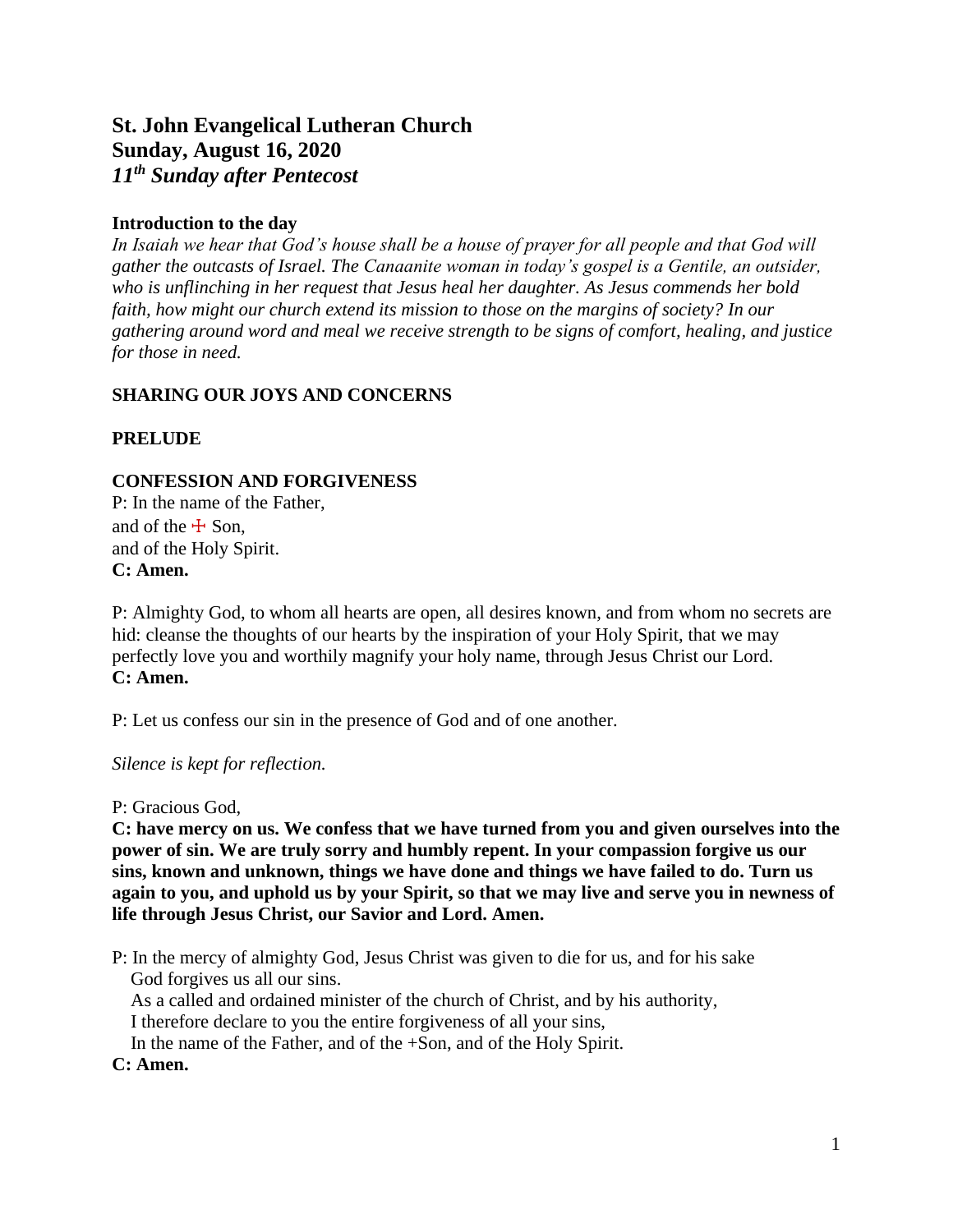# St. John Evangelical Lutheran Church
# Sunday, August 16, 2020
# *11th Sunday after Pentecost*

**Introduction to the day**

*In Isaiah we hear that God's house shall be a house of prayer for all people and that God will gather the outcasts of Israel. The Canaanite woman in today's gospel is a Gentile, an outsider, who is unflinching in her request that Jesus heal her daughter. As Jesus commends her bold faith, how might our church extend its mission to those on the margins of society? In our gathering around word and meal we receive strength to be signs of comfort, healing, and justice for those in need.*

**SHARING OUR JOYS AND CONCERNS**

**PRELUDE**

**CONFESSION AND FORGIVENESS**

P: In the name of the Father,
and of the ☩ Son,
and of the Holy Spirit.
**C: Amen.**

P: Almighty God, to whom all hearts are open, all desires known, and from whom no secrets are hid: cleanse the thoughts of our hearts by the inspiration of your Holy Spirit, that we may perfectly love you and worthily magnify your holy name, through Jesus Christ our Lord.
**C: Amen.**

P: Let us confess our sin in the presence of God and of one another.

*Silence is kept for reflection.*

P: Gracious God,
**C: have mercy on us. We confess that we have turned from you and given ourselves into the power of sin. We are truly sorry and humbly repent. In your compassion forgive us our sins, known and unknown, things we have done and things we have failed to do. Turn us again to you, and uphold us by your Spirit, so that we may live and serve you in newness of life through Jesus Christ, our Savior and Lord. Amen.**

P: In the mercy of almighty God, Jesus Christ was given to die for us, and for his sake God forgives us all our sins.
As a called and ordained minister of the church of Christ, and by his authority,
I therefore declare to you the entire forgiveness of all your sins,
In the name of the Father, and of the +Son, and of the Holy Spirit.
**C: Amen.**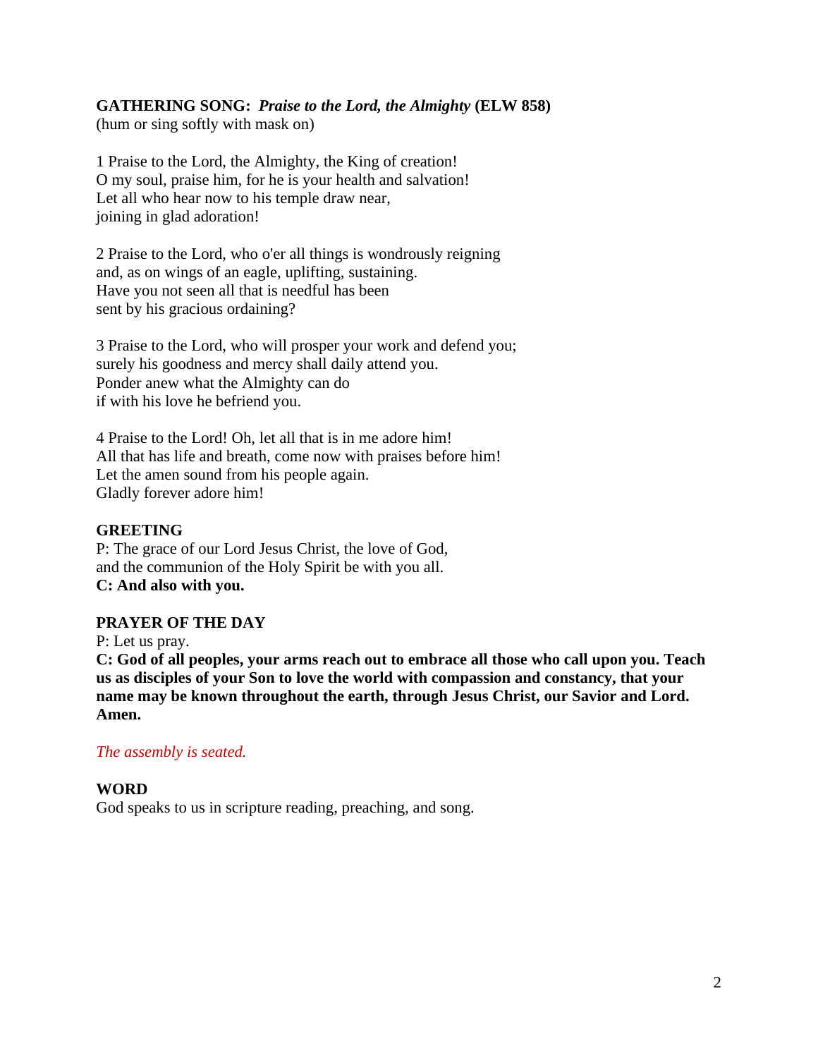**GATHERING SONG:** ***Praise to the Lord, the Almighty*** **(ELW 858)**
(hum or sing softly with mask on)

1 Praise to the Lord, the Almighty, the King of creation!
O my soul, praise him, for he is your health and salvation!
Let all who hear now to his temple draw near,
joining in glad adoration!

2 Praise to the Lord, who o'er all things is wondrously reigning
and, as on wings of an eagle, uplifting, sustaining.
Have you not seen all that is needful has been
sent by his gracious ordaining?

3 Praise to the Lord, who will prosper your work and defend you;
surely his goodness and mercy shall daily attend you.
Ponder anew what the Almighty can do
if with his love he befriend you.

4 Praise to the Lord! Oh, let all that is in me adore him!
All that has life and breath, come now with praises before him!
Let the amen sound from his people again.
Gladly forever adore him!

**GREETING**

P: The grace of our Lord Jesus Christ, the love of God,
and the communion of the Holy Spirit be with you all.
**C: And also with you.**

**PRAYER OF THE DAY**

P: Let us pray.
**C: God of all peoples, your arms reach out to embrace all those who call upon you. Teach us as disciples of your Son to love the world with compassion and constancy, that your name may be known throughout the earth, through Jesus Christ, our Savior and Lord. Amen.**

*The assembly is seated.*

**WORD**

God speaks to us in scripture reading, preaching, and song.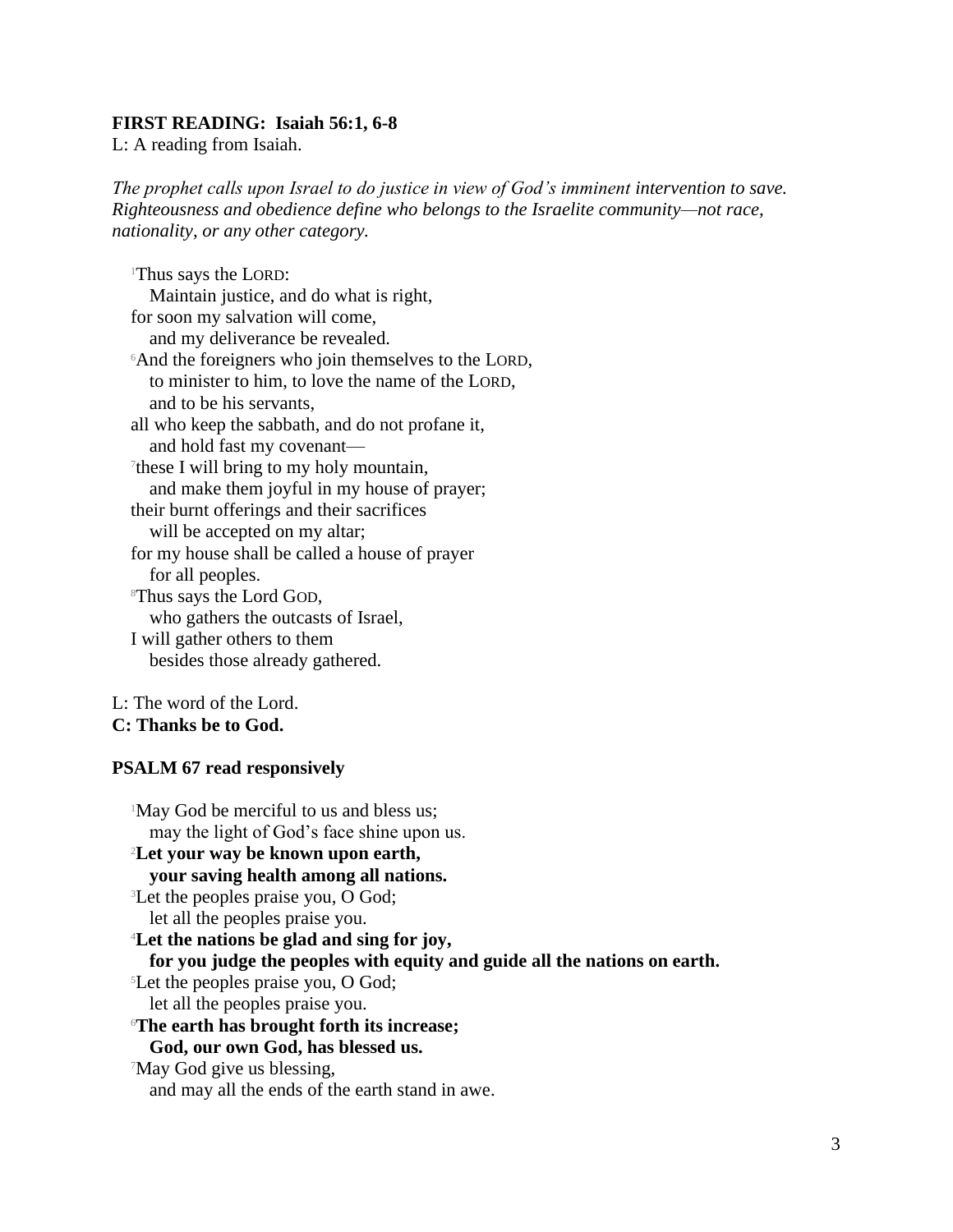**FIRST READING: Isaiah 56:1, 6-8**

L: A reading from Isaiah.

*The prophet calls upon Israel to do justice in view of God's imminent intervention to save. Righteousness and obedience define who belongs to the Israelite community—not race, nationality, or any other category.*

[1]Thus says the LORD:
  Maintain justice, and do what is right,
for soon my salvation will come,
  and my deliverance be revealed.
[6]And the foreigners who join themselves to the LORD,
  to minister to him, to love the name of the LORD,
  and to be his servants,
all who keep the sabbath, and do not profane it,
  and hold fast my covenant—
[7]these I will bring to my holy mountain,
  and make them joyful in my house of prayer;
their burnt offerings and their sacrifices
  will be accepted on my altar;
for my house shall be called a house of prayer
  for all peoples.
[8]Thus says the Lord GOD,
  who gathers the outcasts of Israel,
I will gather others to them
  besides those already gathered.

L: The word of the Lord.
**C: Thanks be to God.**

**PSALM 67 read responsively**

[1]May God be merciful to us and bless us;
  may the light of God's face shine upon us.
[2]**Let your way be known upon earth,**
  **your saving health among all nations.**
[3]Let the peoples praise you, O God;
  let all the peoples praise you.
[4]**Let the nations be glad and sing for joy,**
  **for you judge the peoples with equity and guide all the nations on earth.**
[5]Let the peoples praise you, O God;
  let all the peoples praise you.
[6]**The earth has brought forth its increase;**
  **God, our own God, has blessed us.**
[7]May God give us blessing,
  and may all the ends of the earth stand in awe.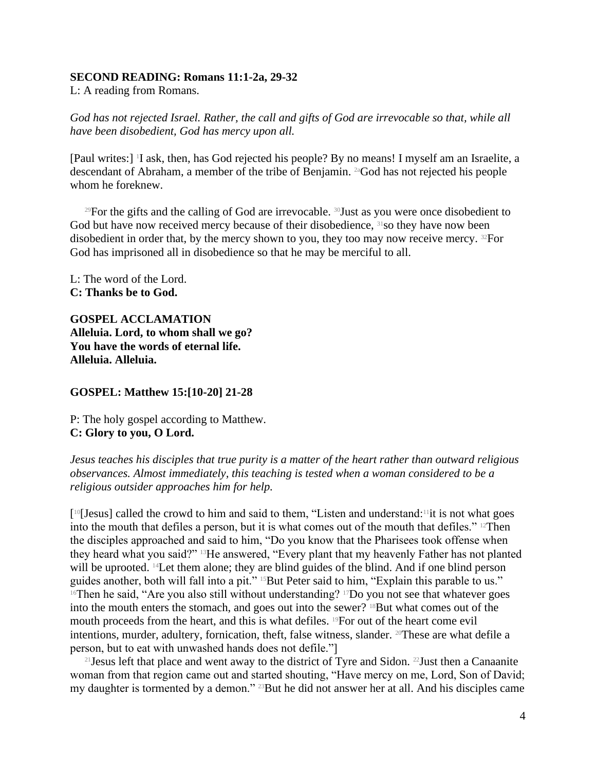**SECOND READING: Romans 11:1-2a, 29-32**

L: A reading from Romans.

*God has not rejected Israel. Rather, the call and gifts of God are irrevocable so that, while all have been disobedient, God has mercy upon all.*

[Paul writes:] [1]I ask, then, has God rejected his people? By no means! I myself am an Israelite, a descendant of Abraham, a member of the tribe of Benjamin. [2a]God has not rejected his people whom he foreknew.

[29]For the gifts and the calling of God are irrevocable. [30]Just as you were once disobedient to God but have now received mercy because of their disobedience, [31]so they have now been disobedient in order that, by the mercy shown to you, they too may now receive mercy. [32]For God has imprisoned all in disobedience so that he may be merciful to all.

L: The word of the Lord.
**C: Thanks be to God.**

**GOSPEL ACCLAMATION**
**Alleluia. Lord, to whom shall we go?**
**You have the words of eternal life.**
**Alleluia. Alleluia.**

**GOSPEL: Matthew 15:[10-20] 21-28**

P: The holy gospel according to Matthew.
**C: Glory to you, O Lord.**

*Jesus teaches his disciples that true purity is a matter of the heart rather than outward religious observances. Almost immediately, this teaching is tested when a woman considered to be a religious outsider approaches him for help.*

[[10][Jesus] called the crowd to him and said to them, "Listen and understand: [11]it is not what goes into the mouth that defiles a person, but it is what comes out of the mouth that defiles." [12]Then the disciples approached and said to him, "Do you know that the Pharisees took offense when they heard what you said?" [13]He answered, "Every plant that my heavenly Father has not planted will be uprooted. [14]Let them alone; they are blind guides of the blind. And if one blind person guides another, both will fall into a pit." [15]But Peter said to him, "Explain this parable to us." [16]Then he said, "Are you also still without understanding? [17]Do you not see that whatever goes into the mouth enters the stomach, and goes out into the sewer? [18]But what comes out of the mouth proceeds from the heart, and this is what defiles. [19]For out of the heart come evil intentions, murder, adultery, fornication, theft, false witness, slander. [20]These are what defile a person, but to eat with unwashed hands does not defile."]

[21]Jesus left that place and went away to the district of Tyre and Sidon. [22]Just then a Canaanite woman from that region came out and started shouting, "Have mercy on me, Lord, Son of David; my daughter is tormented by a demon." [23]But he did not answer her at all. And his disciples came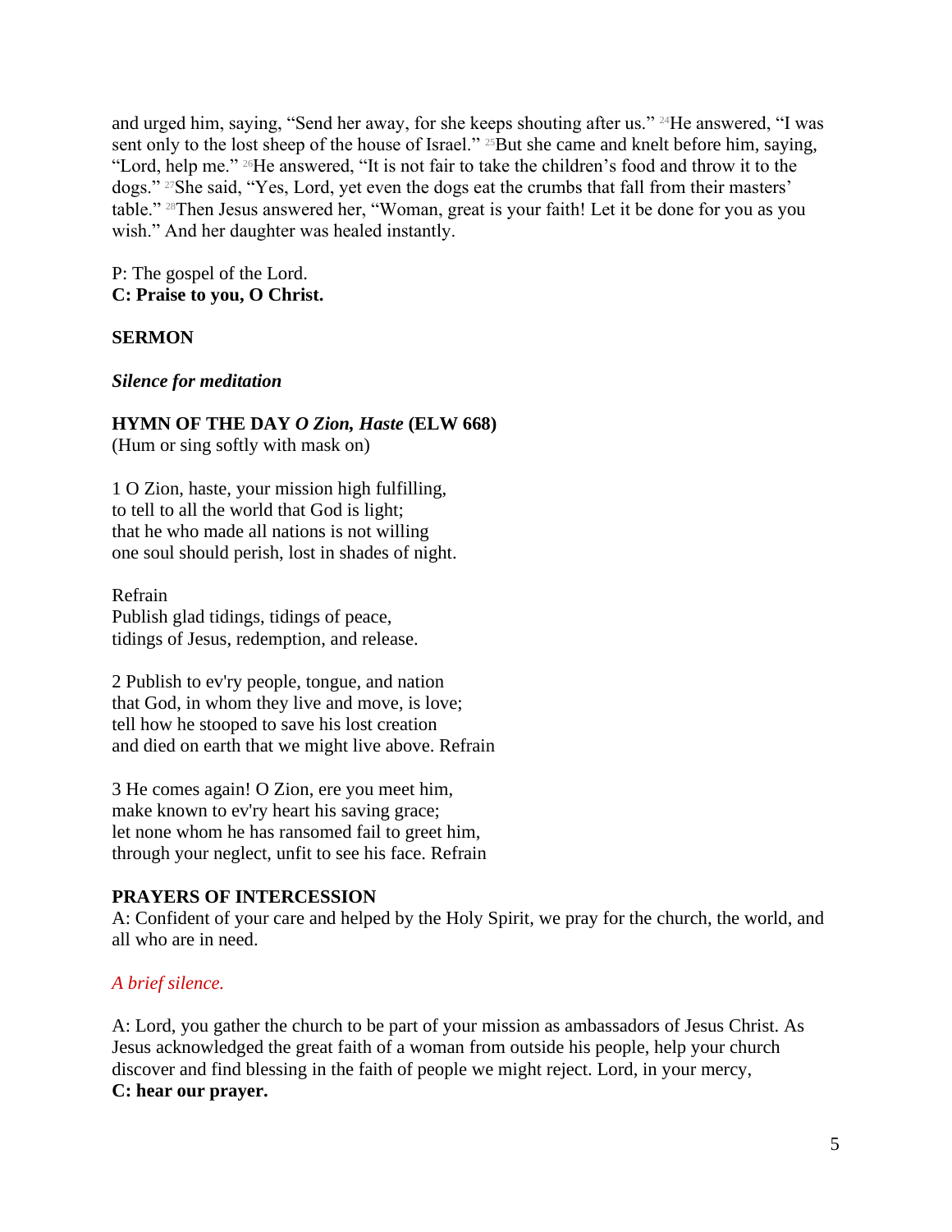and urged him, saying, "Send her away, for she keeps shouting after us." [24]He answered, "I was sent only to the lost sheep of the house of Israel." [25]But she came and knelt before him, saying, "Lord, help me." [26]He answered, "It is not fair to take the children's food and throw it to the dogs." [27]She said, "Yes, Lord, yet even the dogs eat the crumbs that fall from their masters' table." [28]Then Jesus answered her, "Woman, great is your faith! Let it be done for you as you wish." And her daughter was healed instantly.

P: The gospel of the Lord.
**C: Praise to you, O Christ.**

**SERMON**

***Silence for meditation***

**HYMN OF THE DAY *O Zion, Haste* (ELW 668)**
(Hum or sing softly with mask on)

1 O Zion, haste, your mission high fulfilling,
to tell to all the world that God is light;
that he who made all nations is not willing
one soul should perish, lost in shades of night.

Refrain
Publish glad tidings, tidings of peace,
tidings of Jesus, redemption, and release.

2 Publish to ev'ry people, tongue, and nation
that God, in whom they live and move, is love;
tell how he stooped to save his lost creation
and died on earth that we might live above. Refrain

3 He comes again! O Zion, ere you meet him,
make known to ev'ry heart his saving grace;
let none whom he has ransomed fail to greet him,
through your neglect, unfit to see his face. Refrain

**PRAYERS OF INTERCESSION**
A: Confident of your care and helped by the Holy Spirit, we pray for the church, the world, and all who are in need.

*A brief silence.*

A: Lord, you gather the church to be part of your mission as ambassadors of Jesus Christ. As Jesus acknowledged the great faith of a woman from outside his people, help your church discover and find blessing in the faith of people we might reject. Lord, in your mercy,
**C: hear our prayer.**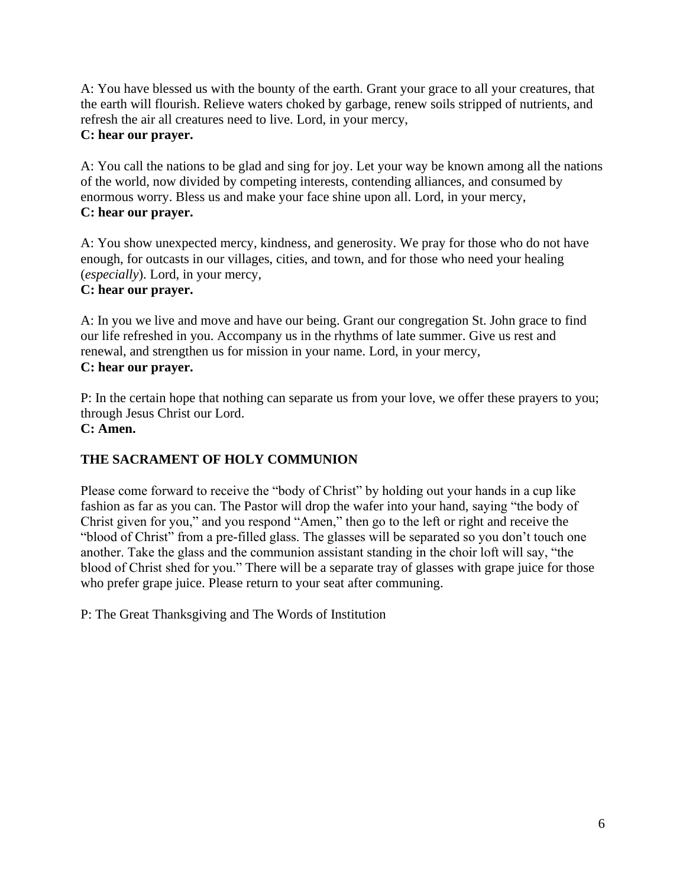A: You have blessed us with the bounty of the earth. Grant your grace to all your creatures, that the earth will flourish. Relieve waters choked by garbage, renew soils stripped of nutrients, and refresh the air all creatures need to live. Lord, in your mercy,
**C: hear our prayer.**

A: You call the nations to be glad and sing for joy. Let your way be known among all the nations of the world, now divided by competing interests, contending alliances, and consumed by enormous worry. Bless us and make your face shine upon all. Lord, in your mercy,
**C: hear our prayer.**

A: You show unexpected mercy, kindness, and generosity. We pray for those who do not have enough, for outcasts in our villages, cities, and town, and for those who need your healing (*especially*). Lord, in your mercy,
**C: hear our prayer.**

A: In you we live and move and have our being. Grant our congregation St. John grace to find our life refreshed in you. Accompany us in the rhythms of late summer. Give us rest and renewal, and strengthen us for mission in your name. Lord, in your mercy,
**C: hear our prayer.**

P: In the certain hope that nothing can separate us from your love, we offer these prayers to you; through Jesus Christ our Lord.
**C: Amen.**

**THE SACRAMENT OF HOLY COMMUNION**

Please come forward to receive the "body of Christ" by holding out your hands in a cup like fashion as far as you can. The Pastor will drop the wafer into your hand, saying "the body of Christ given for you," and you respond "Amen," then go to the left or right and receive the "blood of Christ" from a pre-filled glass. The glasses will be separated so you don't touch one another. Take the glass and the communion assistant standing in the choir loft will say, "the blood of Christ shed for you." There will be a separate tray of glasses with grape juice for those who prefer grape juice. Please return to your seat after communing.

P: The Great Thanksgiving and The Words of Institution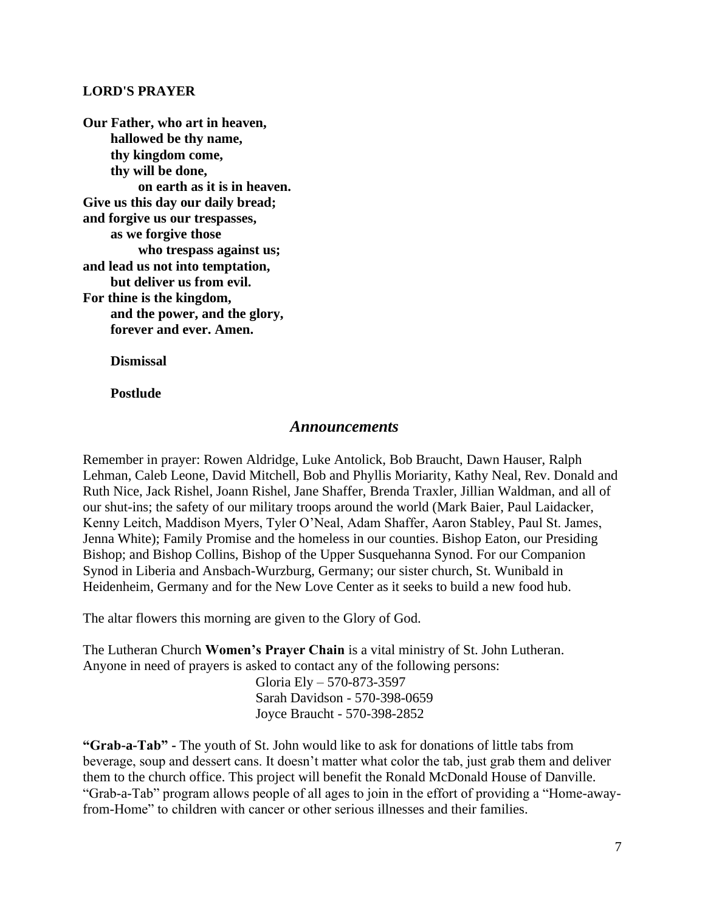**LORD'S PRAYER**

**Our Father, who art in heaven,**
**hallowed be thy name,**
**thy kingdom come,**
**thy will be done,**
**on earth as it is in heaven.**
**Give us this day our daily bread;**
**and forgive us our trespasses,**
**as we forgive those**
**who trespass against us;**
**and lead us not into temptation,**
**but deliver us from evil.**
**For thine is the kingdom,**
**and the power, and the glory,**
**forever and ever. Amen.**

**Dismissal**

**Postlude**

## *Announcements*

Remember in prayer: Rowen Aldridge, Luke Antolick, Bob Braucht, Dawn Hauser, Ralph Lehman, Caleb Leone, David Mitchell, Bob and Phyllis Moriarity, Kathy Neal, Rev. Donald and Ruth Nice, Jack Rishel, Joann Rishel, Jane Shaffer, Brenda Traxler, Jillian Waldman, and all of our shut-ins; the safety of our military troops around the world (Mark Baier, Paul Laidacker, Kenny Leitch, Maddison Myers, Tyler O'Neal, Adam Shaffer, Aaron Stabley, Paul St. James, Jenna White); Family Promise and the homeless in our counties. Bishop Eaton, our Presiding Bishop; and Bishop Collins, Bishop of the Upper Susquehanna Synod. For our Companion Synod in Liberia and Ansbach-Wurzburg, Germany; our sister church, St. Wunibald in Heidenheim, Germany and for the New Love Center as it seeks to build a new food hub.

The altar flowers this morning are given to the Glory of God.

The Lutheran Church **Women's Prayer Chain** is a vital ministry of St. John Lutheran. Anyone in need of prayers is asked to contact any of the following persons:

Gloria Ely – 570-873-3597
Sarah Davidson - 570-398-0659
Joyce Braucht - 570-398-2852

**"Grab-a-Tab" -** The youth of St. John would like to ask for donations of little tabs from beverage, soup and dessert cans. It doesn't matter what color the tab, just grab them and deliver them to the church office. This project will benefit the Ronald McDonald House of Danville. "Grab-a-Tab" program allows people of all ages to join in the effort of providing a "Home-away-from-Home" to children with cancer or other serious illnesses and their families.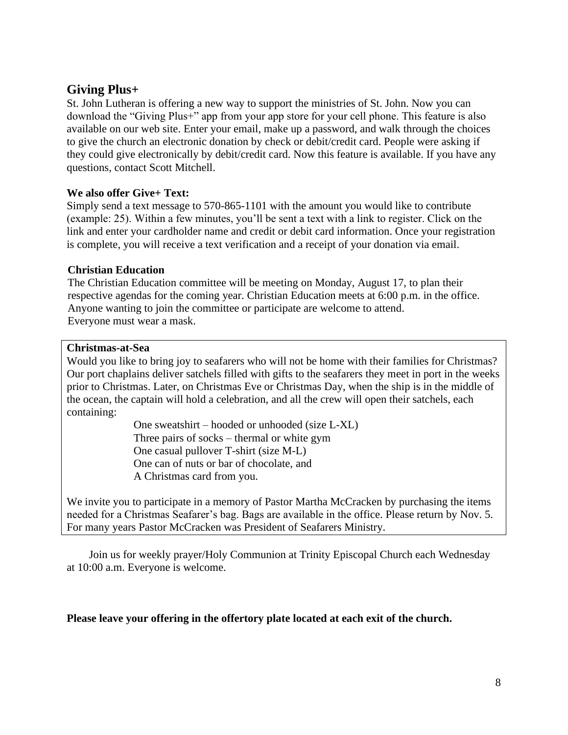## Giving Plus+

St. John Lutheran is offering a new way to support the ministries of St. John. Now you can download the "Giving Plus+" app from your app store for your cell phone. This feature is also available on our web site. Enter your email, make up a password, and walk through the choices to give the church an electronic donation by check or debit/credit card. People were asking if they could give electronically by debit/credit card. Now this feature is available. If you have any questions, contact Scott Mitchell.

**We also offer Give+ Text:**

Simply send a text message to 570-865-1101 with the amount you would like to contribute (example: 25). Within a few minutes, you'll be sent a text with a link to register. Click on the link and enter your cardholder name and credit or debit card information. Once your registration is complete, you will receive a text verification and a receipt of your donation via email.

**Christian Education**

The Christian Education committee will be meeting on Monday, August 17, to plan their respective agendas for the coming year. Christian Education meets at 6:00 p.m. in the office. Anyone wanting to join the committee or participate are welcome to attend.
Everyone must wear a mask.

**Christmas-at-Sea**

Would you like to bring joy to seafarers who will not be home with their families for Christmas? Our port chaplains deliver satchels filled with gifts to the seafarers they meet in port in the weeks prior to Christmas. Later, on Christmas Eve or Christmas Day, when the ship is in the middle of the ocean, the captain will hold a celebration, and all the crew will open their satchels, each containing:

- One sweatshirt – hooded or unhooded (size L-XL)
- Three pairs of socks – thermal or white gym
- One casual pullover T-shirt (size M-L)
- One can of nuts or bar of chocolate, and
- A Christmas card from you.

We invite you to participate in a memory of Pastor Martha McCracken by purchasing the items needed for a Christmas Seafarer's bag. Bags are available in the office. Please return by Nov. 5. For many years Pastor McCracken was President of Seafarers Ministry.

Join us for weekly prayer/Holy Communion at Trinity Episcopal Church each Wednesday at 10:00 a.m. Everyone is welcome.

**Please leave your offering in the offertory plate located at each exit of the church.**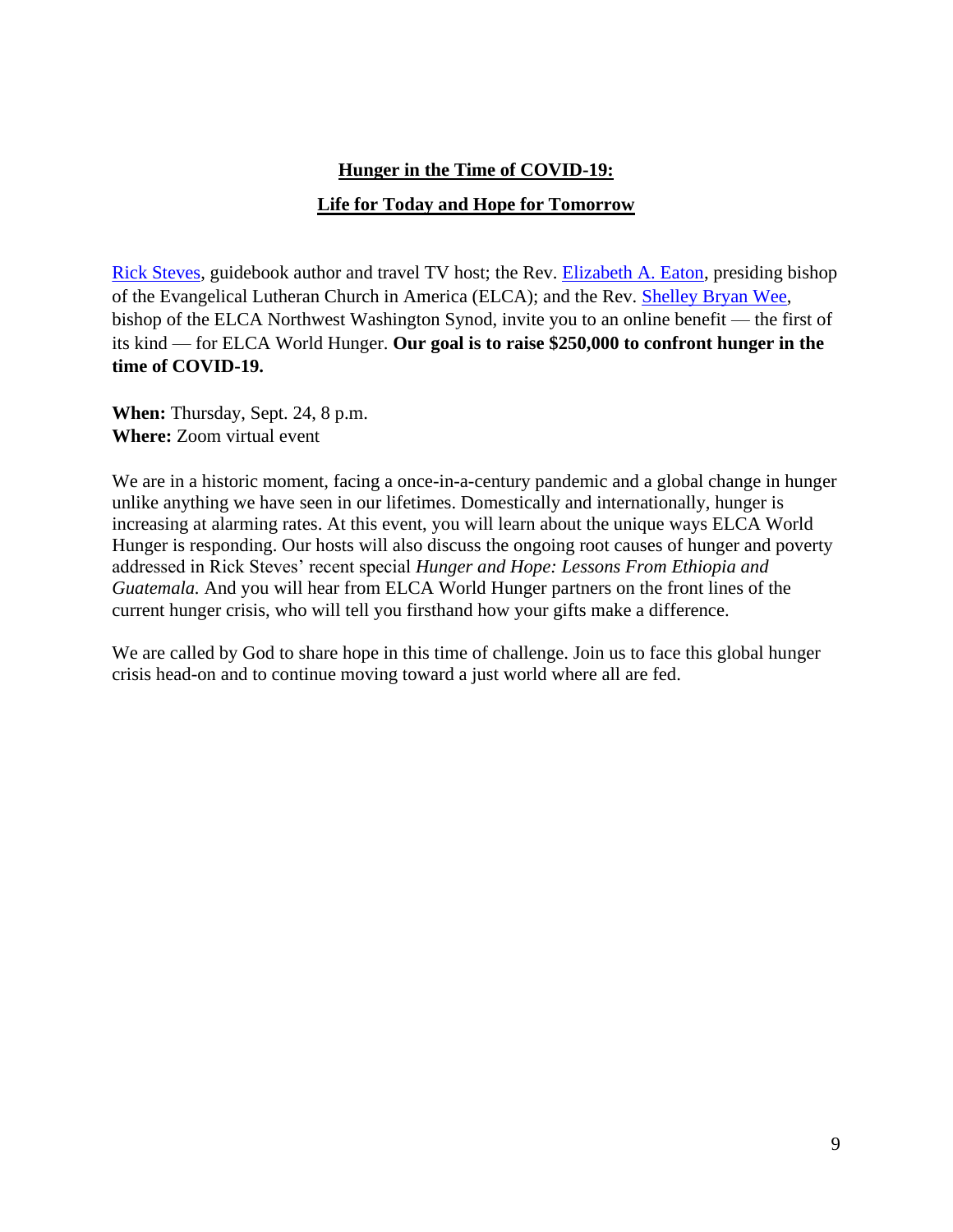## Hunger in the Time of COVID-19:

## Life for Today and Hope for Tomorrow

Rick Steves, guidebook author and travel TV host; the Rev. Elizabeth A. Eaton, presiding bishop of the Evangelical Lutheran Church in America (ELCA); and the Rev. Shelley Bryan Wee, bishop of the ELCA Northwest Washington Synod, invite you to an online benefit — the first of its kind — for ELCA World Hunger. **Our goal is to raise $250,000 to confront hunger in the time of COVID-19.**

**When:** Thursday, Sept. 24, 8 p.m.
**Where:** Zoom virtual event

We are in a historic moment, facing a once-in-a-century pandemic and a global change in hunger unlike anything we have seen in our lifetimes. Domestically and internationally, hunger is increasing at alarming rates. At this event, you will learn about the unique ways ELCA World Hunger is responding. Our hosts will also discuss the ongoing root causes of hunger and poverty addressed in Rick Steves' recent special *Hunger and Hope: Lessons From Ethiopia and Guatemala.* And you will hear from ELCA World Hunger partners on the front lines of the current hunger crisis, who will tell you firsthand how your gifts make a difference.

We are called by God to share hope in this time of challenge. Join us to face this global hunger crisis head-on and to continue moving toward a just world where all are fed.